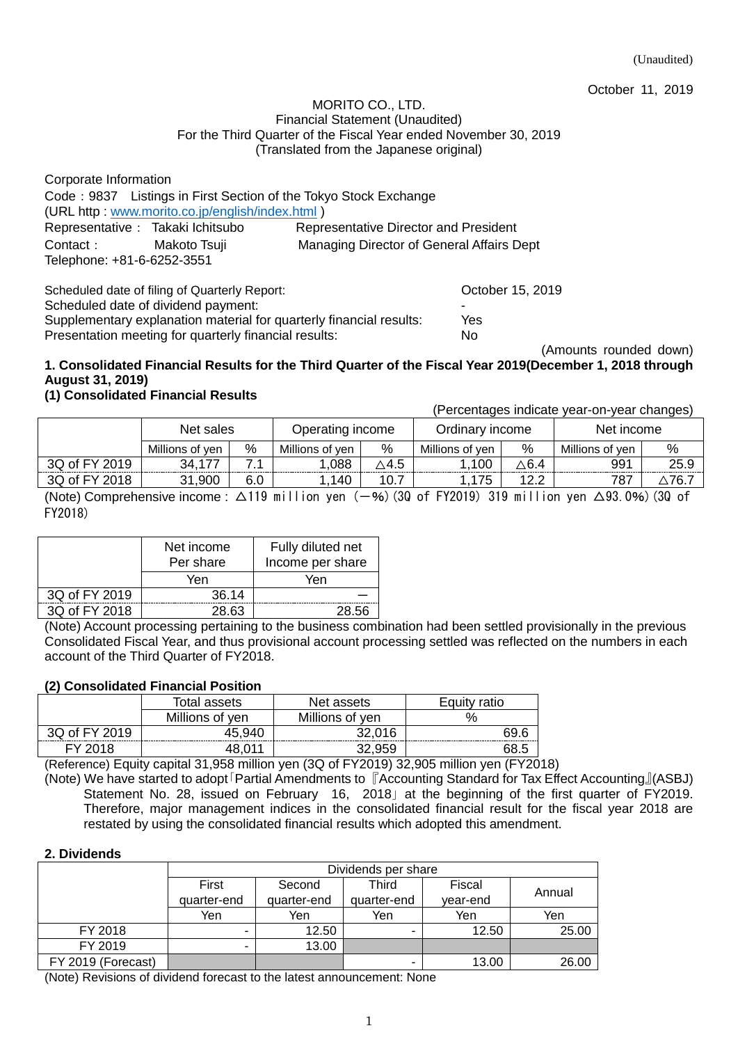(Unaudited)

October 11, 2019

MORITO CO., LTD.
Financial Statement (Unaudited)
For the Third Quarter of the Fiscal Year ended November 30, 2019
(Translated from the Japanese original)

Corporate Information
Code：9837 Listings in First Section of the Tokyo Stock Exchange
(URL http : www.morito.co.jp/english/index.html )
Representative： Takaki Ichitsubo Representative Director and President
Contact： Makoto Tsuji Managing Director of General Affairs Dept
Telephone: +81-6-6252-3551

| | |
|---|---|
| Scheduled date of filing of Quarterly Report: | October 15, 2019 |
| Scheduled date of dividend payment: | - |
| Supplementary explanation material for quarterly financial results: | Yes |
| Presentation meeting for quarterly financial results: | No |

(Amounts rounded down)

**1. Consolidated Financial Results for the Third Quarter of the Fiscal Year 2019(December 1, 2018 through August 31, 2019)**

**(1) Consolidated Financial Results**

(Percentages indicate year-on-year changes)

| | Net sales | | Operating income | | Ordinary income | | Net income | |
|---|---|---|---|---|---|---|---|---|
| | Millions of yen | % | Millions of yen | % | Millions of yen | % | Millions of yen | % |
| 3Q of FY 2019 | 34,177 | 7.1 | 1,088 | △4.5 | 1,100 | △6.4 | 991 | 25.9 |
| 3Q of FY 2018 | 31,900 | 6.0 | 1,140 | 10.7 | 1,175 | 12.2 | 787 | △76.7 |

(Note) Comprehensive income：△119 million yen (－%)(3Q of FY2019) 319 million yen △93.0%)(3Q of FY2018)

| | Net income Per share | Fully diluted net Income per share |
|---|---|---|
| | Yen | Yen |
| 3Q of FY 2019 | 36.14 | — |
| 3Q of FY 2018 | 28.63 | 28.56 |

(Note) Account processing pertaining to the business combination had been settled provisionally in the previous Consolidated Fiscal Year, and thus provisional account processing settled was reflected on the numbers in each account of the Third Quarter of FY2018.

**(2) Consolidated Financial Position**

| | Total assets | Net assets | Equity ratio |
|---|---|---|---|
| | Millions of yen | Millions of yen | % |
| 3Q of FY 2019 | 45,940 | 32,016 | 69.6 |
| FY 2018 | 48,011 | 32,959 | 68.5 |

(Reference) Equity capital 31,958 million yen (3Q of FY2019) 32,905 million yen (FY2018)

(Note) We have started to adopt「Partial Amendments to『Accounting Standard for Tax Effect Accounting』(ASBJ) Statement No. 28, issued on February 16, 2018」at the beginning of the first quarter of FY2019. Therefore, major management indices in the consolidated financial result for the fiscal year 2018 are restated by using the consolidated financial results which adopted this amendment.

**2. Dividends**

| | Dividends per share | | | | |
|---|---|---|---|---|---|
| | First quarter-end | Second quarter-end | Third quarter-end | Fiscal year-end | Annual |
| | Yen | Yen | Yen | Yen | Yen |
| FY 2018 | - | 12.50 | - | 12.50 | 25.00 |
| FY 2019 | - | 13.00 | | | |
| FY 2019 (Forecast) | | | - | 13.00 | 26.00 |

(Note) Revisions of dividend forecast to the latest announcement: None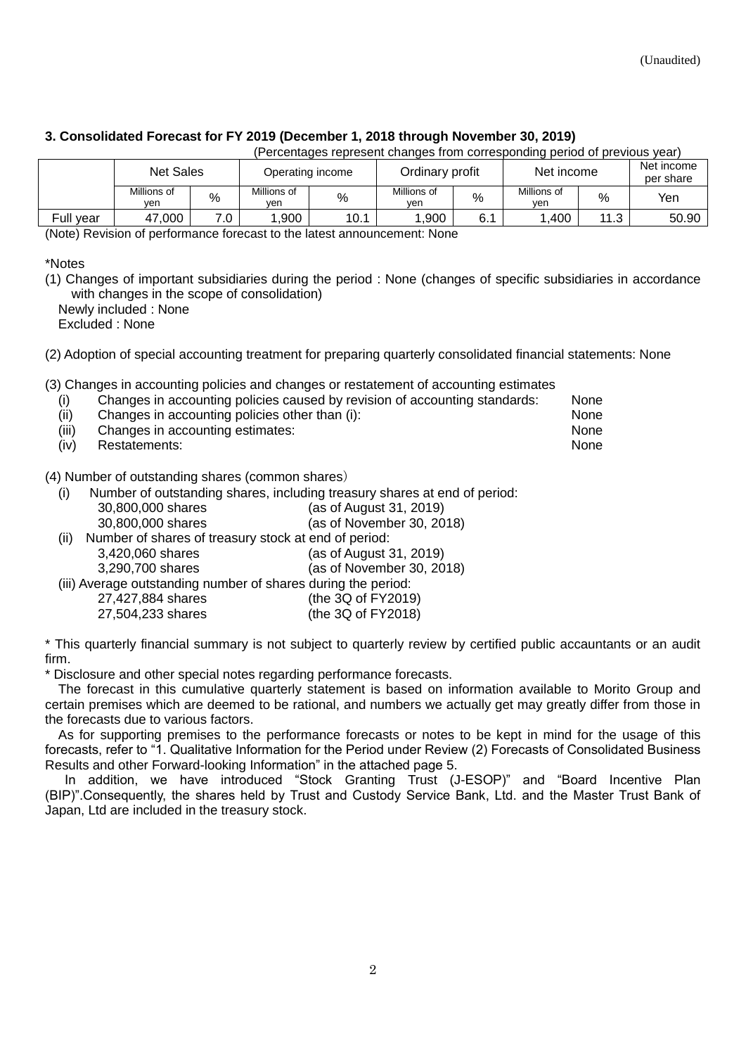(Unaudited)

### 3. Consolidated Forecast for FY 2019 (December 1, 2018 through November 30, 2019)

(Percentages represent changes from corresponding period of previous year)

| | Net Sales | | Operating income | | Ordinary profit | | Net income | | Net income per share |
|---|---|---|---|---|---|---|---|---|---|
| | Millions of yen | % | Millions of yen | % | Millions of yen | % | Millions of yen | % | Yen |
| Full year | 47,000 | 7.0 | 1,900 | 10.1 | 1,900 | 6.1 | 1,400 | 11.3 | 50.90 |

(Note) Revision of performance forecast to the latest announcement: None

*Notes

(1) Changes of important subsidiaries during the period : None (changes of specific subsidiaries in accordance with changes in the scope of consolidation)
Newly included : None
Excluded : None

(2) Adoption of special accounting treatment for preparing quarterly consolidated financial statements: None

(3) Changes in accounting policies and changes or restatement of accounting estimates

- (i) Changes in accounting policies caused by revision of accounting standards: None
- (ii) Changes in accounting policies other than (i): None
- (iii) Changes in accounting estimates: None
- (iv) Restatements: None

(4) Number of outstanding shares (common shares)

(i) Number of outstanding shares, including treasury shares at end of period:
30,800,000 shares (as of August 31, 2019)
30,800,000 shares (as of November 30, 2018)

(ii) Number of shares of treasury stock at end of period:
3,420,060 shares (as of August 31, 2019)
3,290,700 shares (as of November 30, 2018)

(iii) Average outstanding number of shares during the period:
27,427,884 shares (the 3Q of FY2019)
27,504,233 shares (the 3Q of FY2018)

* This quarterly financial summary is not subject to quarterly review by certified public accauntants or an audit firm.

* Disclosure and other special notes regarding performance forecasts.

The forecast in this cumulative quarterly statement is based on information available to Morito Group and certain premises which are deemed to be rational, and numbers we actually get may greatly differ from those in the forecasts due to various factors.

As for supporting premises to the performance forecasts or notes to be kept in mind for the usage of this forecasts, refer to "1. Qualitative Information for the Period under Review (2) Forecasts of Consolidated Business Results and other Forward-looking Information" in the attached page 5.

In addition, we have introduced "Stock Granting Trust (J-ESOP)" and "Board Incentive Plan (BIP)".Consequently, the shares held by Trust and Custody Service Bank, Ltd. and the Master Trust Bank of Japan, Ltd are included in the treasury stock.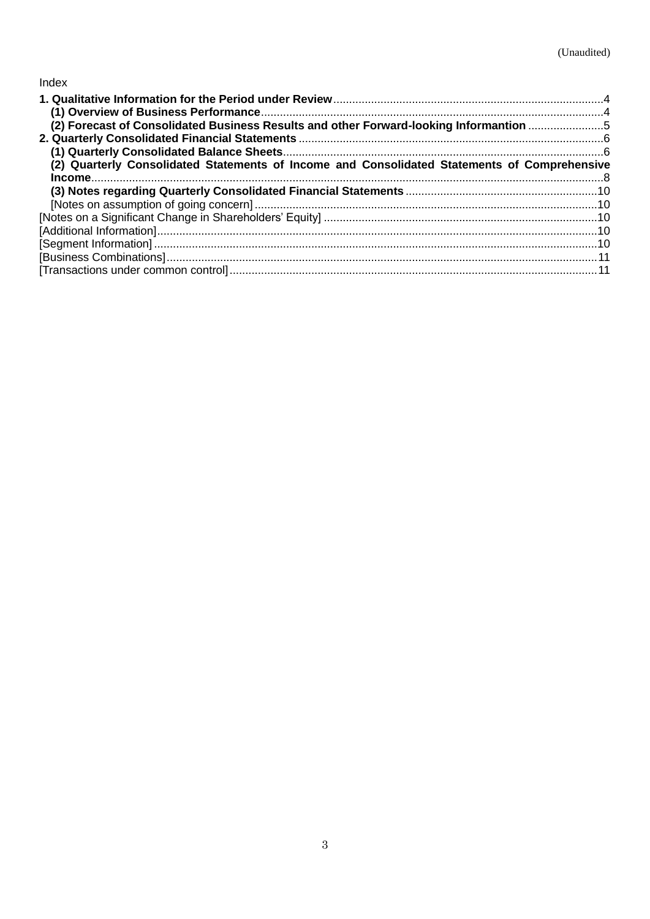(Unaudited)

Index

**1. Qualitative Information for the Period under Review** ..... 4

**(1) Overview of Business Performance** ..... 4

**(2) Forecast of Consolidated Business Results and other Forward-looking Informantion** ..... 5

**2. Quarterly Consolidated Financial Statements** ..... 6

**(1) Quarterly Consolidated Balance Sheets** ..... 6

**(2) Quarterly Consolidated Statements of Income and Consolidated Statements of Comprehensive Income** ..... 8

**(3) Notes regarding Quarterly Consolidated Financial Statements** ..... 10

[Notes on assumption of going concern] ..... 10

[Notes on a Significant Change in Shareholders' Equity] ..... 10

[Additional Information] ..... 10

[Segment Information] ..... 10

[Business Combinations] ..... 11

[Transactions under common control] ..... 11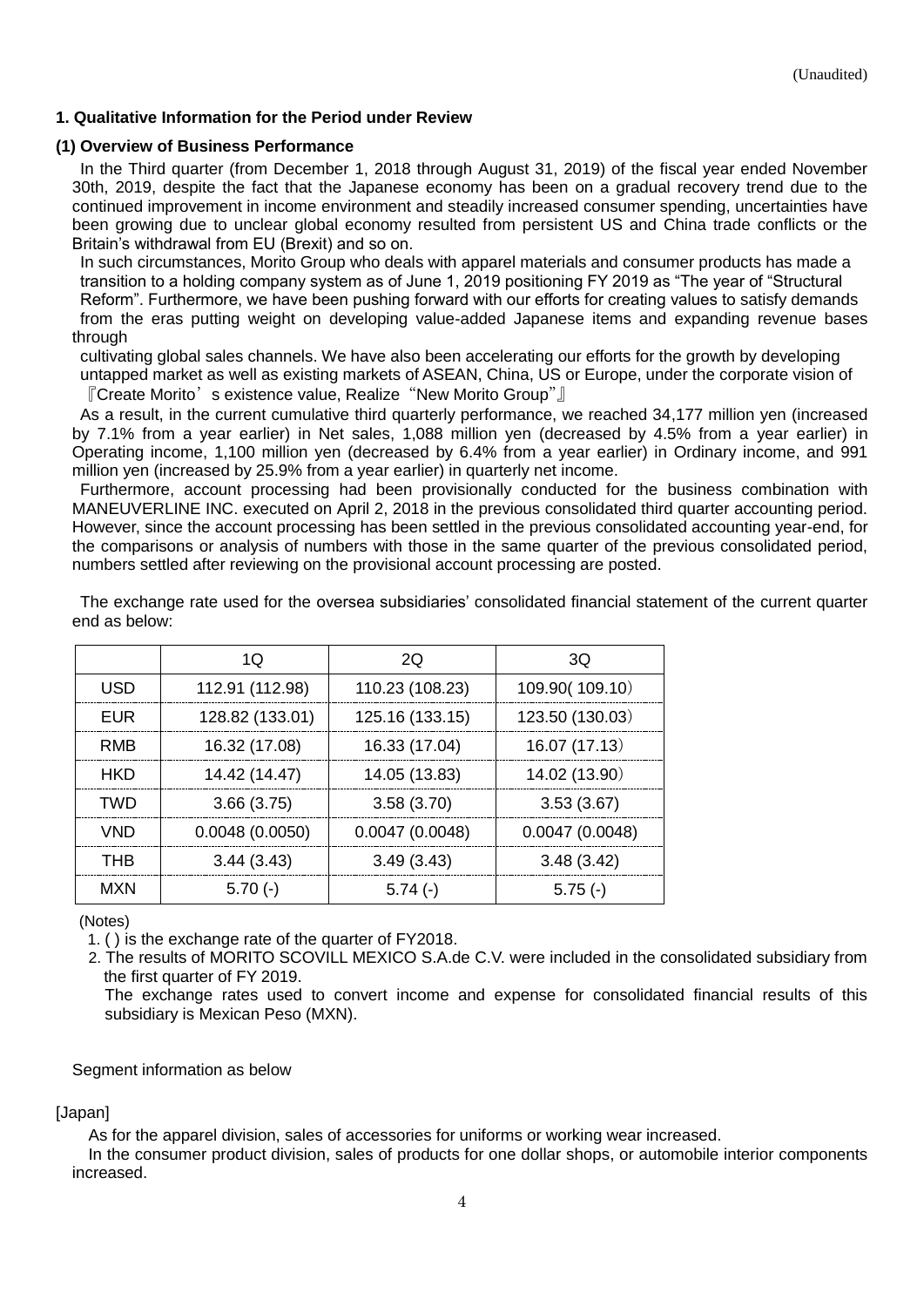(Unaudited)

### 1. Qualitative Information for the Period under Review

#### (1) Overview of Business Performance

In the Third quarter (from December 1, 2018 through August 31, 2019) of the fiscal year ended November 30th, 2019, despite the fact that the Japanese economy has been on a gradual recovery trend due to the continued improvement in income environment and steadily increased consumer spending, uncertainties have been growing due to unclear global economy resulted from persistent US and China trade conflicts or the Britain's withdrawal from EU (Brexit) and so on.

In such circumstances, Morito Group who deals with apparel materials and consumer products has made a transition to a holding company system as of June 1, 2019 positioning FY 2019 as "The year of "Structural Reform". Furthermore, we have been pushing forward with our efforts for creating values to satisfy demands from the eras putting weight on developing value-added Japanese items and expanding revenue bases through cultivating global sales channels. We have also been accelerating our efforts for the growth by developing untapped market as well as existing markets of ASEAN, China, US or Europe, under the corporate vision of 『Create Morito's existence value, Realize "New Morito Group"』

As a result, in the current cumulative third quarterly performance, we reached 34,177 million yen (increased by 7.1% from a year earlier) in Net sales, 1,088 million yen (decreased by 4.5% from a year earlier) in Operating income, 1,100 million yen (decreased by 6.4% from a year earlier) in Ordinary income, and 991 million yen (increased by 25.9% from a year earlier) in quarterly net income.

Furthermore, account processing had been provisionally conducted for the business combination with MANEUVERLINE INC. executed on April 2, 2018 in the previous consolidated third quarter accounting period. However, since the account processing has been settled in the previous consolidated accounting year-end, for the comparisons or analysis of numbers with those in the same quarter of the previous consolidated period, numbers settled after reviewing on the provisional account processing are posted.

The exchange rate used for the oversea subsidiaries' consolidated financial statement of the current quarter end as below:

| | 1Q | 2Q | 3Q |
|---|---|---|---|
| USD | 112.91 (112.98) | 110.23 (108.23) | 109.90( 109.10) |
| EUR | 128.82 (133.01) | 125.16 (133.15) | 123.50 (130.03) |
| RMB | 16.32 (17.08) | 16.33 (17.04) | 16.07 (17.13) |
| HKD | 14.42 (14.47) | 14.05 (13.83) | 14.02 (13.90) |
| TWD | 3.66 (3.75) | 3.58 (3.70) | 3.53 (3.67) |
| VND | 0.0048 (0.0050) | 0.0047 (0.0048) | 0.0047 (0.0048) |
| THB | 3.44 (3.43) | 3.49 (3.43) | 3.48 (3.42) |
| MXN | 5.70 (-) | 5.74 (-) | 5.75 (-) |

(Notes)

1. ( ) is the exchange rate of the quarter of FY2018.
2. The results of MORITO SCOVILL MEXICO S.A.de C.V. were included in the consolidated subsidiary from the first quarter of FY 2019.
   The exchange rates used to convert income and expense for consolidated financial results of this subsidiary is Mexican Peso (MXN).

Segment information as below

[Japan]

As for the apparel division, sales of accessories for uniforms or working wear increased.

In the consumer product division, sales of products for one dollar shops, or automobile interior components increased.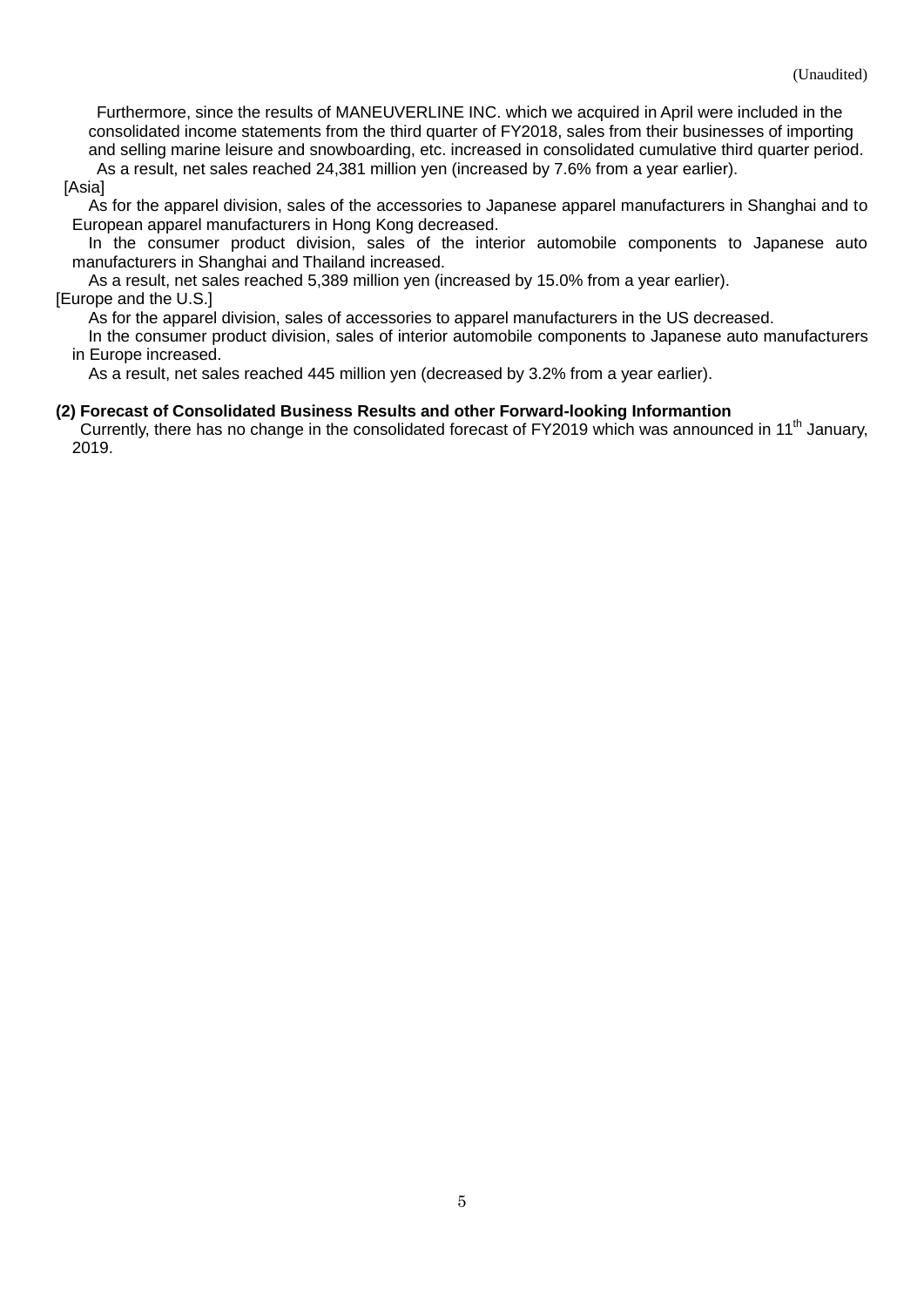(Unaudited)

Furthermore, since the results of MANEUVERLINE INC. which we acquired in April were included in the consolidated income statements from the third quarter of FY2018, sales from their businesses of importing and selling marine leisure and snowboarding, etc. increased in consolidated cumulative third quarter period.

As a result, net sales reached 24,381 million yen (increased by 7.6% from a year earlier).

[Asia]

As for the apparel division, sales of the accessories to Japanese apparel manufacturers in Shanghai and to European apparel manufacturers in Hong Kong decreased.

In the consumer product division, sales of the interior automobile components to Japanese auto manufacturers in Shanghai and Thailand increased.

As a result, net sales reached 5,389 million yen (increased by 15.0% from a year earlier).

[Europe and the U.S.]

As for the apparel division, sales of accessories to apparel manufacturers in the US decreased.

In the consumer product division, sales of interior automobile components to Japanese auto manufacturers in Europe increased.

As a result, net sales reached 445 million yen (decreased by 3.2% from a year earlier).

**(2) Forecast of Consolidated Business Results and other Forward-looking Informantion**

Currently, there has no change in the consolidated forecast of FY2019 which was announced in 11th January, 2019.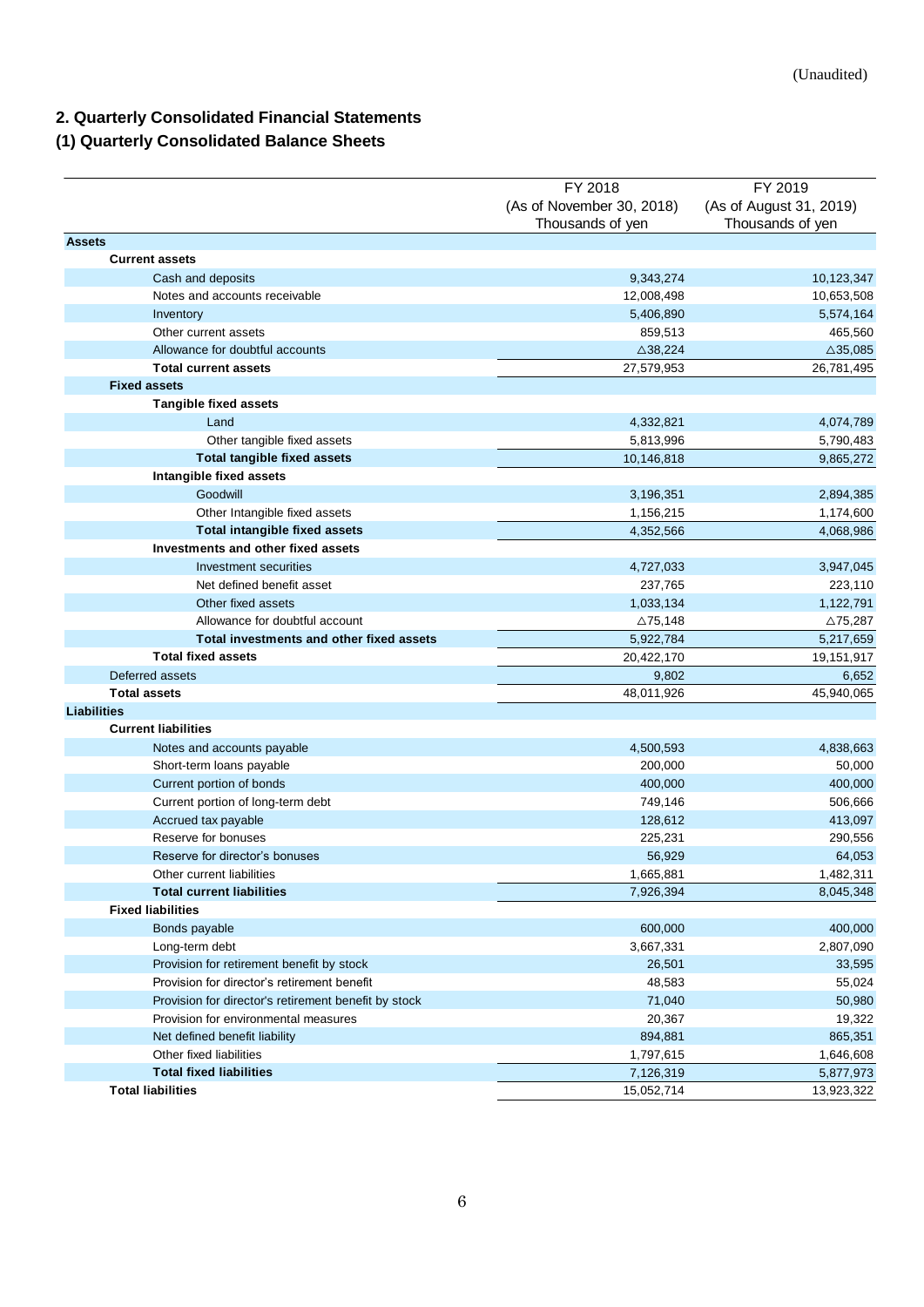(Unaudited)

## 2. Quarterly Consolidated Financial Statements

### (1) Quarterly Consolidated Balance Sheets

| | FY 2018 (As of November 30, 2018) Thousands of yen | FY 2019 (As of August 31, 2019) Thousands of yen |
|---|---|---|
| **Assets** | | |
| **Current assets** | | |
| Cash and deposits | 9,343,274 | 10,123,347 |
| Notes and accounts receivable | 12,008,498 | 10,653,508 |
| Inventory | 5,406,890 | 5,574,164 |
| Other current assets | 859,513 | 465,560 |
| Allowance for doubtful accounts | △38,224 | △35,085 |
| **Total current assets** | 27,579,953 | 26,781,495 |
| **Fixed assets** | | |
| **Tangible fixed assets** | | |
| Land | 4,332,821 | 4,074,789 |
| Other tangible fixed assets | 5,813,996 | 5,790,483 |
| **Total tangible fixed assets** | 10,146,818 | 9,865,272 |
| **Intangible fixed assets** | | |
| Goodwill | 3,196,351 | 2,894,385 |
| Other Intangible fixed assets | 1,156,215 | 1,174,600 |
| **Total intangible fixed assets** | 4,352,566 | 4,068,986 |
| **Investments and other fixed assets** | | |
| Investment securities | 4,727,033 | 3,947,045 |
| Net defined benefit asset | 237,765 | 223,110 |
| Other fixed assets | 1,033,134 | 1,122,791 |
| Allowance for doubtful account | △75,148 | △75,287 |
| **Total investments and other fixed assets** | 5,922,784 | 5,217,659 |
| **Total fixed assets** | 20,422,170 | 19,151,917 |
| Deferred assets | 9,802 | 6,652 |
| **Total assets** | 48,011,926 | 45,940,065 |
| **Liabilities** | | |
| **Current liabilities** | | |
| Notes and accounts payable | 4,500,593 | 4,838,663 |
| Short-term loans payable | 200,000 | 50,000 |
| Current portion of bonds | 400,000 | 400,000 |
| Current portion of long-term debt | 749,146 | 506,666 |
| Accrued tax payable | 128,612 | 413,097 |
| Reserve for bonuses | 225,231 | 290,556 |
| Reserve for director's bonuses | 56,929 | 64,053 |
| Other current liabilities | 1,665,881 | 1,482,311 |
| **Total current liabilities** | 7,926,394 | 8,045,348 |
| **Fixed liabilities** | | |
| Bonds payable | 600,000 | 400,000 |
| Long-term debt | 3,667,331 | 2,807,090 |
| Provision for retirement benefit by stock | 26,501 | 33,595 |
| Provision for director's retirement benefit | 48,583 | 55,024 |
| Provision for director's retirement benefit by stock | 71,040 | 50,980 |
| Provision for environmental measures | 20,367 | 19,322 |
| Net defined benefit liability | 894,881 | 865,351 |
| Other fixed liabilities | 1,797,615 | 1,646,608 |
| **Total fixed liabilities** | 7,126,319 | 5,877,973 |
| **Total liabilities** | 15,052,714 | 13,923,322 |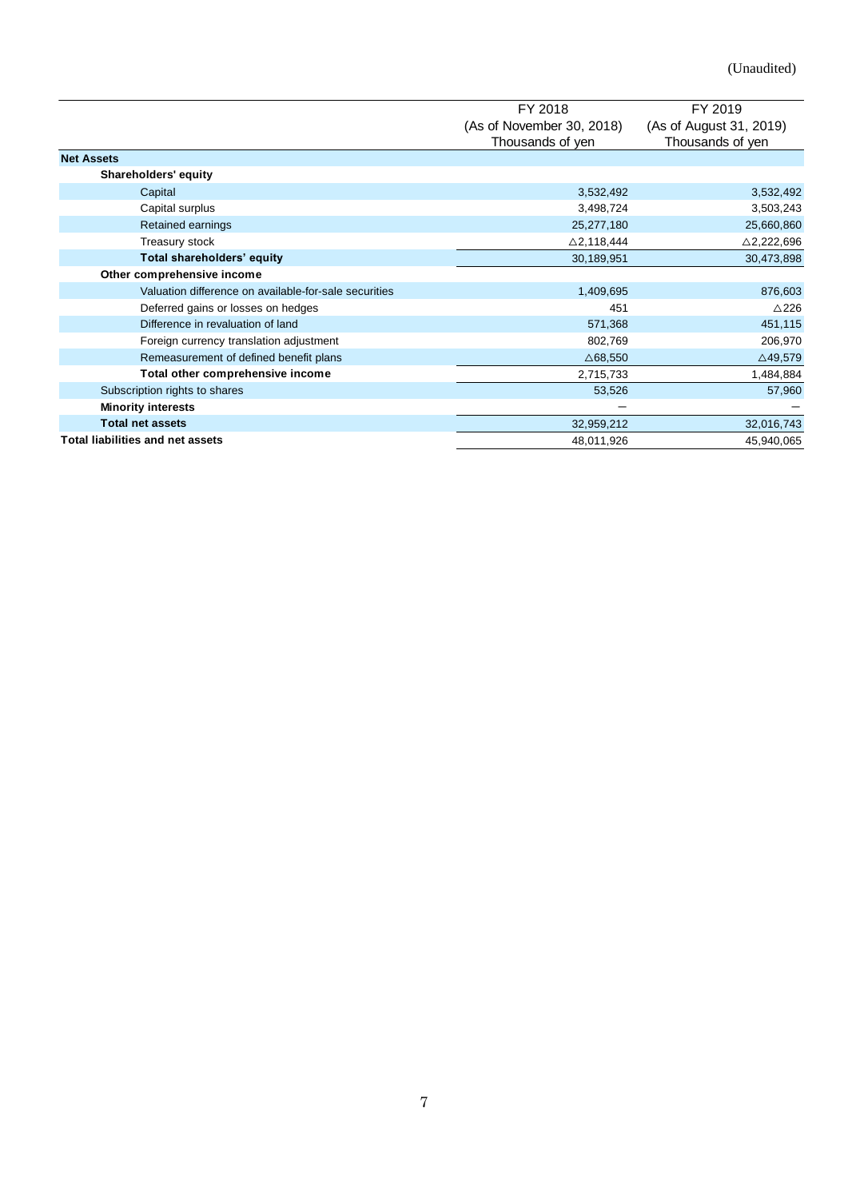(Unaudited)

| | FY 2018 (As of November 30, 2018) Thousands of yen | FY 2019 (As of August 31, 2019) Thousands of yen |
|---|---|---|
| **Net Assets** | | |
| **Shareholders' equity** | | |
| Capital | 3,532,492 | 3,532,492 |
| Capital surplus | 3,498,724 | 3,503,243 |
| Retained earnings | 25,277,180 | 25,660,860 |
| Treasury stock | △2,118,444 | △2,222,696 |
| **Total shareholders' equity** | 30,189,951 | 30,473,898 |
| **Other comprehensive income** | | |
| Valuation difference on available-for-sale securities | 1,409,695 | 876,603 |
| Deferred gains or losses on hedges | 451 | △226 |
| Difference in revaluation of land | 571,368 | 451,115 |
| Foreign currency translation adjustment | 802,769 | 206,970 |
| Remeasurement of defined benefit plans | △68,550 | △49,579 |
| **Total other comprehensive income** | 2,715,733 | 1,484,884 |
| Subscription rights to shares | 53,526 | 57,960 |
| **Minority interests** | ― | ― |
| **Total net assets** | 32,959,212 | 32,016,743 |
| **Total liabilities and net assets** | 48,011,926 | 45,940,065 |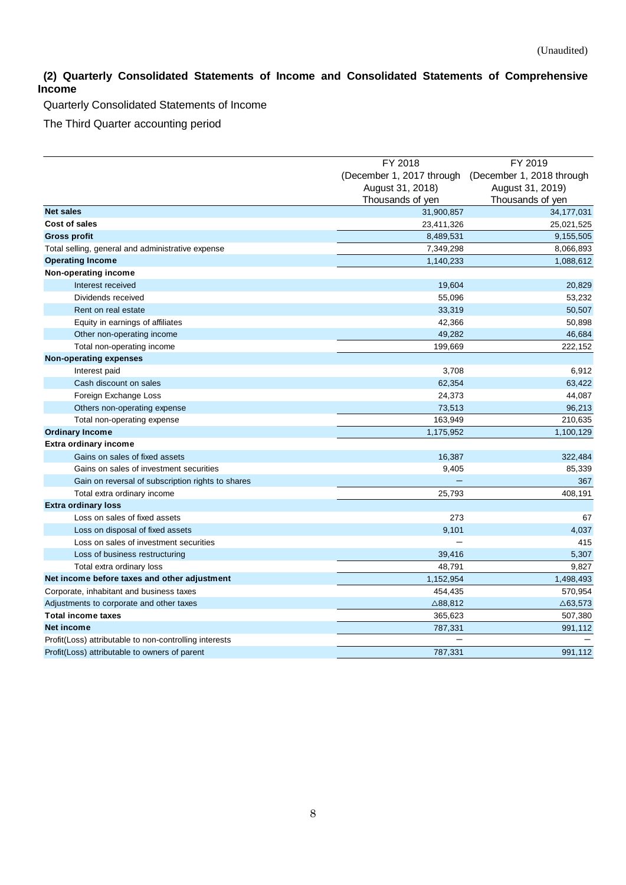(Unaudited)

## (2) Quarterly Consolidated Statements of Income and Consolidated Statements of Comprehensive Income

Quarterly Consolidated Statements of Income

The Third Quarter accounting period

| | FY 2018 (December 1, 2017 through August 31, 2018) Thousands of yen | FY 2019 (December 1, 2018 through August 31, 2019) Thousands of yen |
|---|---|---|
| **Net sales** | 31,900,857 | 34,177,031 |
| **Cost of sales** | 23,411,326 | 25,021,525 |
| **Gross profit** | 8,489,531 | 9,155,505 |
| Total selling, general and administrative expense | 7,349,298 | 8,066,893 |
| **Operating Income** | 1,140,233 | 1,088,612 |
| **Non-operating income** | | |
| Interest received | 19,604 | 20,829 |
| Dividends received | 55,096 | 53,232 |
| Rent on real estate | 33,319 | 50,507 |
| Equity in earnings of affiliates | 42,366 | 50,898 |
| Other non-operating income | 49,282 | 46,684 |
| Total non-operating income | 199,669 | 222,152 |
| **Non-operating expenses** | | |
| Interest paid | 3,708 | 6,912 |
| Cash discount on sales | 62,354 | 63,422 |
| Foreign Exchange Loss | 24,373 | 44,087 |
| Others non-operating expense | 73,513 | 96,213 |
| Total non-operating expense | 163,949 | 210,635 |
| **Ordinary Income** | 1,175,952 | 1,100,129 |
| **Extra ordinary income** | | |
| Gains on sales of fixed assets | 16,387 | 322,484 |
| Gains on sales of investment securities | 9,405 | 85,339 |
| Gain on reversal of subscription rights to shares | － | 367 |
| Total extra ordinary income | 25,793 | 408,191 |
| **Extra ordinary loss** | | |
| Loss on sales of fixed assets | 273 | 67 |
| Loss on disposal of fixed assets | 9,101 | 4,037 |
| Loss on sales of investment securities | － | 415 |
| Loss of business restructuring | 39,416 | 5,307 |
| Total extra ordinary loss | 48,791 | 9,827 |
| **Net income before taxes and other adjustment** | 1,152,954 | 1,498,493 |
| Corporate, inhabitant and business taxes | 454,435 | 570,954 |
| Adjustments to corporate and other taxes | △88,812 | △63,573 |
| **Total income taxes** | 365,623 | 507,380 |
| **Net income** | 787,331 | 991,112 |
| Profit(Loss) attributable to non-controlling interests | － | － |
| Profit(Loss) attributable to owners of parent | 787,331 | 991,112 |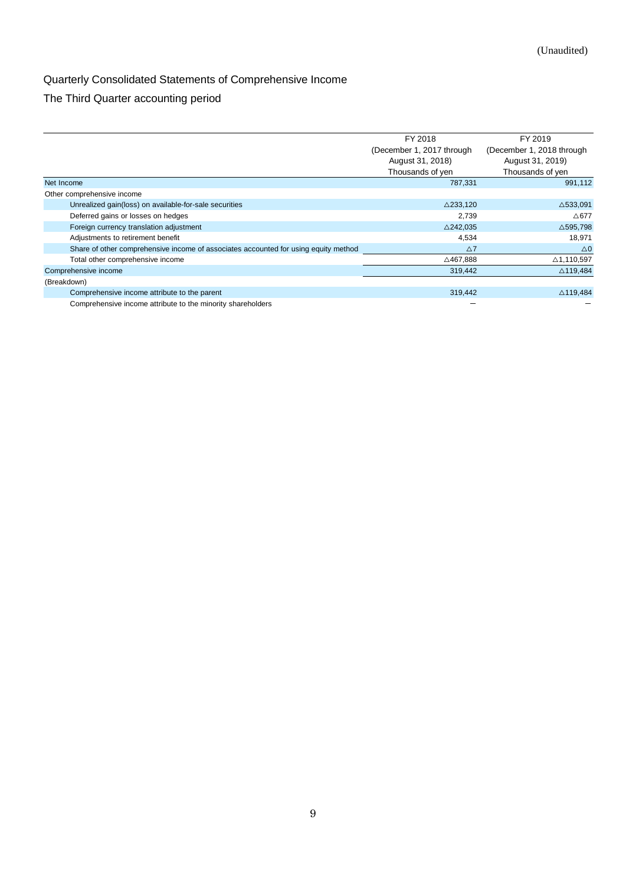(Unaudited)

## Quarterly Consolidated Statements of Comprehensive Income

### The Third Quarter accounting period

| | FY 2018 (December 1, 2017 through August 31, 2018) Thousands of yen | FY 2019 (December 1, 2018 through August 31, 2019) Thousands of yen |
|---|---|---|
| Net Income | 787,331 | 991,112 |
| Other comprehensive income | | |
| Unrealized gain(loss) on available-for-sale securities | △233,120 | △533,091 |
| Deferred gains or losses on hedges | 2,739 | △677 |
| Foreign currency translation adjustment | △242,035 | △595,798 |
| Adjustments to retirement benefit | 4,534 | 18,971 |
| Share of other comprehensive income of associates accounted for using equity method | △7 | △0 |
| Total other comprehensive income | △467,888 | △1,110,597 |
| Comprehensive income | 319,442 | △119,484 |
| (Breakdown) | | |
| Comprehensive income attribute to the parent | 319,442 | △119,484 |
| Comprehensive income attribute to the minority shareholders | － | － |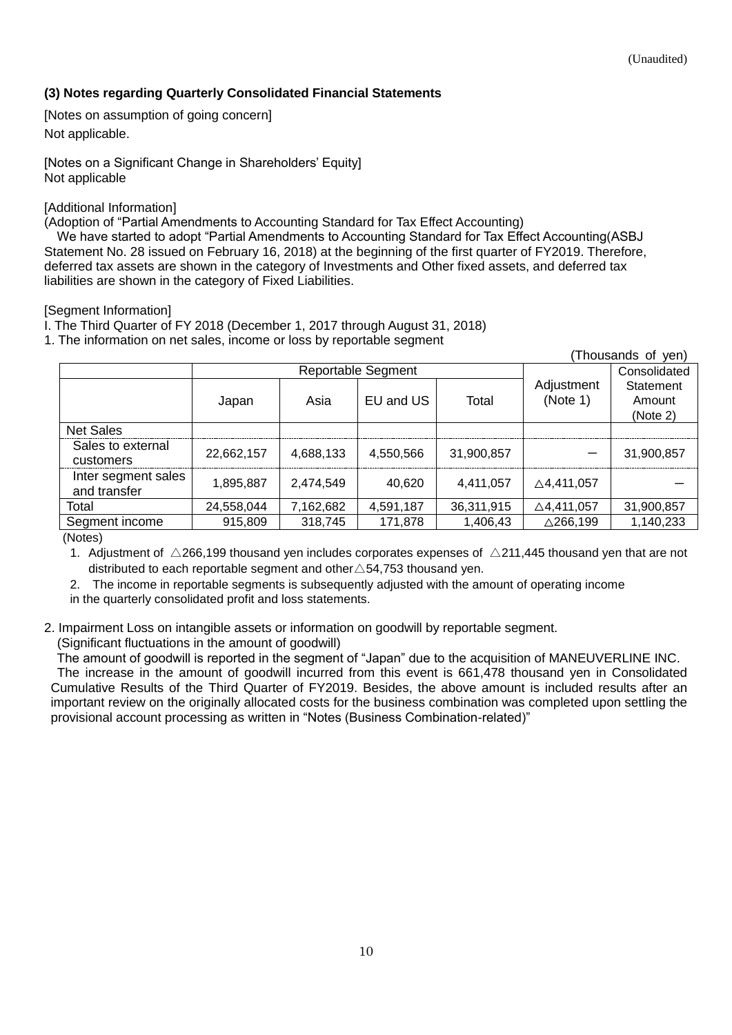(Unaudited)

### (3) Notes regarding Quarterly Consolidated Financial Statements

[Notes on assumption of going concern]

Not applicable.

[Notes on a Significant Change in Shareholders' Equity]

Not applicable

[Additional Information]

(Adoption of "Partial Amendments to Accounting Standard for Tax Effect Accounting)

We have started to adopt "Partial Amendments to Accounting Standard for Tax Effect Accounting(ASBJ Statement No. 28 issued on February 16, 2018) at the beginning of the first quarter of FY2019. Therefore, deferred tax assets are shown in the category of Investments and Other fixed assets, and deferred tax liabilities are shown in the category of Fixed Liabilities.

[Segment Information]

I. The Third Quarter of FY 2018 (December 1, 2017 through August 31, 2018)

1. The information on net sales, income or loss by reportable segment

(Thousands of yen)

| | Reportable Segment | | | | Adjustment (Note 1) | Consolidated Statement Amount (Note 2) |
|---|---|---|---|---|---|---|
| | Japan | Asia | EU and US | Total | | |
| Net Sales | | | | | | |
| Sales to external customers | 22,662,157 | 4,688,133 | 4,550,566 | 31,900,857 | － | 31,900,857 |
| Inter segment sales and transfer | 1,895,887 | 2,474,549 | 40,620 | 4,411,057 | △4,411,057 | － |
| Total | 24,558,044 | 7,162,682 | 4,591,187 | 36,311,915 | △4,411,057 | 31,900,857 |
| Segment income | 915,809 | 318,745 | 171,878 | 1,406,43 | △266,199 | 1,140,233 |

(Notes)

1. Adjustment of △266,199 thousand yen includes corporates expenses of △211,445 thousand yen that are not distributed to each reportable segment and other△54,753 thousand yen.
2. The income in reportable segments is subsequently adjusted with the amount of operating income in the quarterly consolidated profit and loss statements.

2. Impairment Loss on intangible assets or information on goodwill by reportable segment.

(Significant fluctuations in the amount of goodwill)

The amount of goodwill is reported in the segment of "Japan" due to the acquisition of MANEUVERLINE INC. The increase in the amount of goodwill incurred from this event is 661,478 thousand yen in Consolidated Cumulative Results of the Third Quarter of FY2019. Besides, the above amount is included results after an important review on the originally allocated costs for the business combination was completed upon settling the provisional account processing as written in "Notes (Business Combination-related)"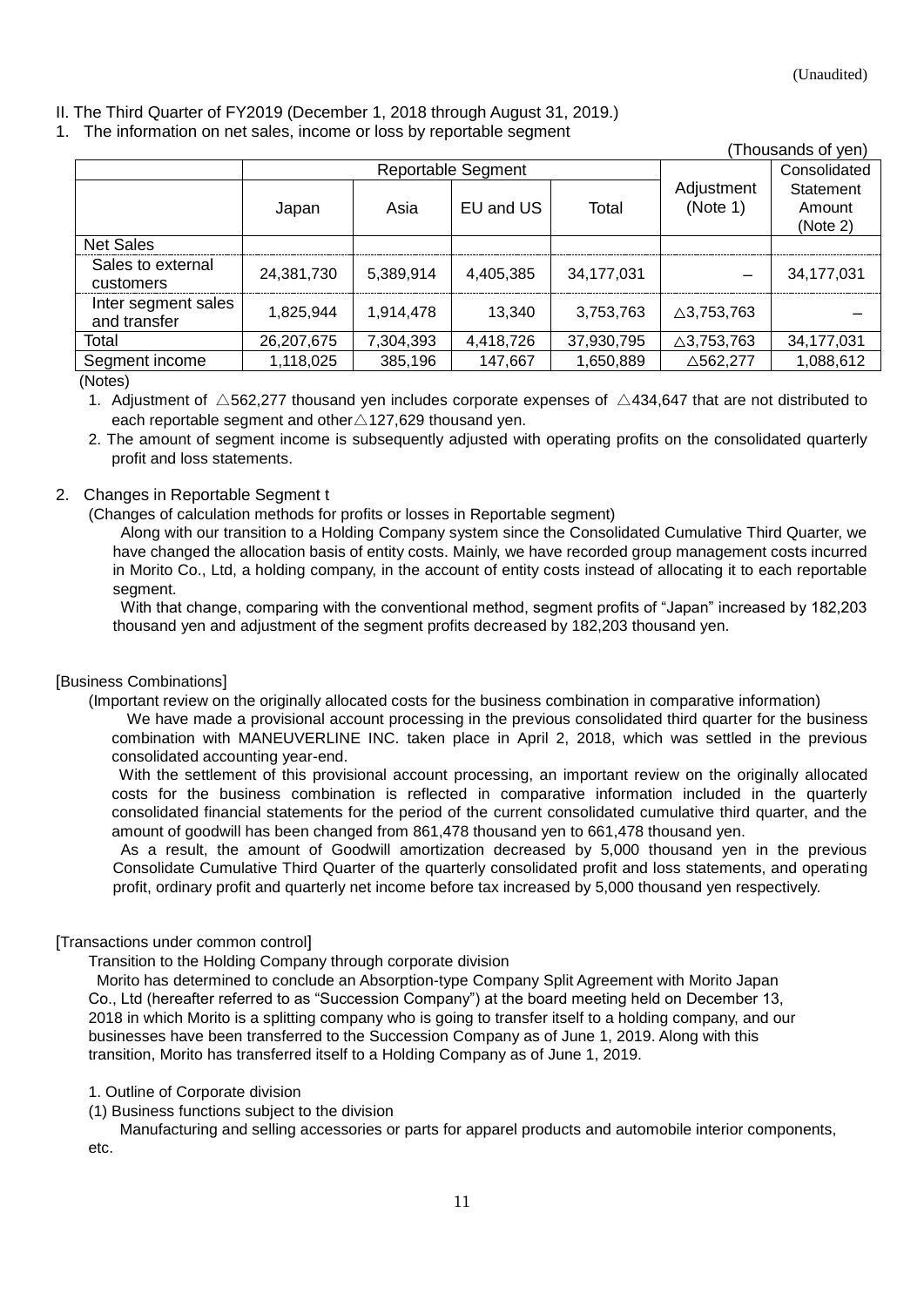(Unaudited)

II. The Third Quarter of FY2019 (December 1, 2018 through August 31, 2019.)

1. The information on net sales, income or loss by reportable segment

(Thousands of yen)

| | Reportable Segment | | | | Adjustment (Note 1) | Consolidated Statement Amount (Note 2) |
|---|---|---|---|---|---|---|
| | Japan | Asia | EU and US | Total | | |
| Net Sales | | | | | | |
| Sales to external customers | 24,381,730 | 5,389,914 | 4,405,385 | 34,177,031 | – | 34,177,031 |
| Inter segment sales and transfer | 1,825,944 | 1,914,478 | 13,340 | 3,753,763 | △3,753,763 | – |
| Total | 26,207,675 | 7,304,393 | 4,418,726 | 37,930,795 | △3,753,763 | 34,177,031 |
| Segment income | 1,118,025 | 385,196 | 147,667 | 1,650,889 | △562,277 | 1,088,612 |

(Notes)

1. Adjustment of △562,277 thousand yen includes corporate expenses of △434,647 that are not distributed to each reportable segment and other△127,629 thousand yen.
2. The amount of segment income is subsequently adjusted with operating profits on the consolidated quarterly profit and loss statements.

2. Changes in Reportable Segment t

(Changes of calculation methods for profits or losses in Reportable segment)

Along with our transition to a Holding Company system since the Consolidated Cumulative Third Quarter, we have changed the allocation basis of entity costs. Mainly, we have recorded group management costs incurred in Morito Co., Ltd, a holding company, in the account of entity costs instead of allocating it to each reportable segment.

With that change, comparing with the conventional method, segment profits of "Japan" increased by 182,203 thousand yen and adjustment of the segment profits decreased by 182,203 thousand yen.

[Business Combinations]

(Important review on the originally allocated costs for the business combination in comparative information)

We have made a provisional account processing in the previous consolidated third quarter for the business combination with MANEUVERLINE INC. taken place in April 2, 2018, which was settled in the previous consolidated accounting year-end.

With the settlement of this provisional account processing, an important review on the originally allocated costs for the business combination is reflected in comparative information included in the quarterly consolidated financial statements for the period of the current consolidated cumulative third quarter, and the amount of goodwill has been changed from 861,478 thousand yen to 661,478 thousand yen.

As a result, the amount of Goodwill amortization decreased by 5,000 thousand yen in the previous Consolidate Cumulative Third Quarter of the quarterly consolidated profit and loss statements, and operating profit, ordinary profit and quarterly net income before tax increased by 5,000 thousand yen respectively.

[Transactions under common control]

Transition to the Holding Company through corporate division

Morito has determined to conclude an Absorption-type Company Split Agreement with Morito Japan Co., Ltd (hereafter referred to as "Succession Company") at the board meeting held on December 13, 2018 in which Morito is a splitting company who is going to transfer itself to a holding company, and our businesses have been transferred to the Succession Company as of June 1, 2019. Along with this transition, Morito has transferred itself to a Holding Company as of June 1, 2019.

1. Outline of Corporate division

(1) Business functions subject to the division

Manufacturing and selling accessories or parts for apparel products and automobile interior components, etc.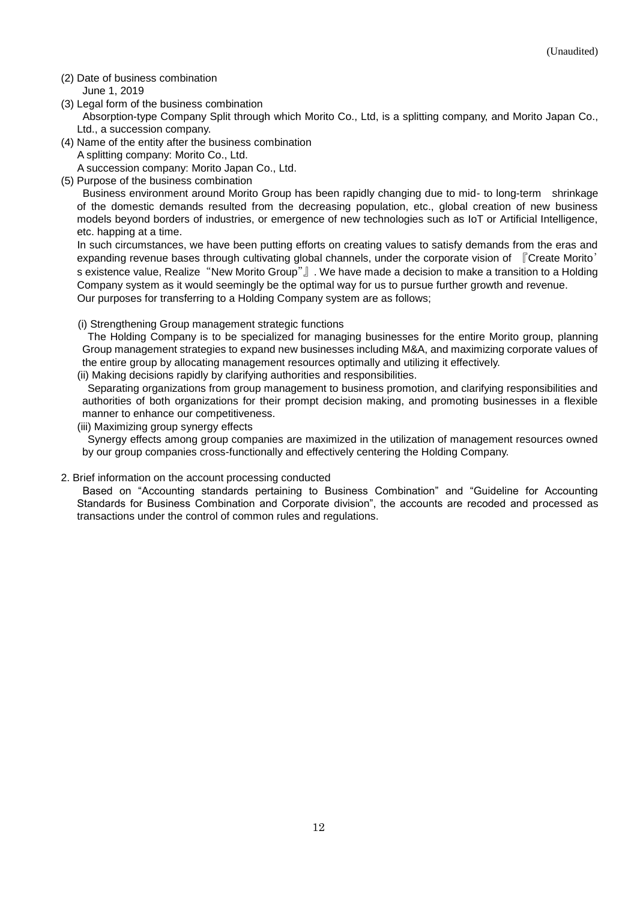(Unaudited)

(2) Date of business combination

June 1, 2019

(3) Legal form of the business combination

Absorption-type Company Split through which Morito Co., Ltd, is a splitting company, and Morito Japan Co., Ltd., a succession company.

(4) Name of the entity after the business combination

A splitting company: Morito Co., Ltd.

A succession company: Morito Japan Co., Ltd.

(5) Purpose of the business combination

Business environment around Morito Group has been rapidly changing due to mid- to long-term shrinkage of the domestic demands resulted from the decreasing population, etc., global creation of new business models beyond borders of industries, or emergence of new technologies such as IoT or Artificial Intelligence, etc. happing at a time.

In such circumstances, we have been putting efforts on creating values to satisfy demands from the eras and expanding revenue bases through cultivating global channels, under the corporate vision of 『Create Morito's existence value, Realize "New Morito Group"』. We have made a decision to make a transition to a Holding Company system as it would seemingly be the optimal way for us to pursue further growth and revenue.

Our purposes for transferring to a Holding Company system are as follows;

(i) Strengthening Group management strategic functions

The Holding Company is to be specialized for managing businesses for the entire Morito group, planning Group management strategies to expand new businesses including M&A, and maximizing corporate values of the entire group by allocating management resources optimally and utilizing it effectively.

(ii) Making decisions rapidly by clarifying authorities and responsibilities.

Separating organizations from group management to business promotion, and clarifying responsibilities and authorities of both organizations for their prompt decision making, and promoting businesses in a flexible manner to enhance our competitiveness.

(iii) Maximizing group synergy effects

Synergy effects among group companies are maximized in the utilization of management resources owned by our group companies cross-functionally and effectively centering the Holding Company.

2. Brief information on the account processing conducted

Based on "Accounting standards pertaining to Business Combination" and "Guideline for Accounting Standards for Business Combination and Corporate division", the accounts are recoded and processed as transactions under the control of common rules and regulations.